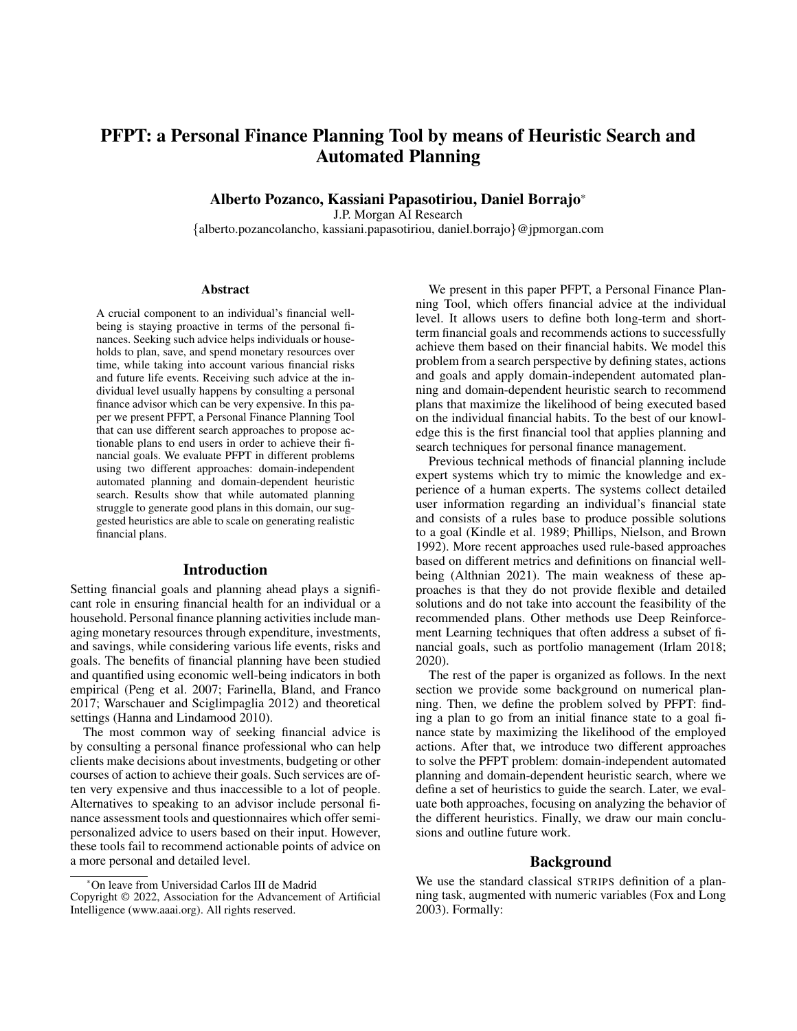# PFPT: a Personal Finance Planning Tool by means of Heuristic Search and Automated Planning

**Alberto Pozanco, Kassiani Papasotiriou, Daniel Borrajo***

J.P. Morgan AI Research

{alberto.pozancolancho, kassiani.papasotiriou, daniel.borrajo}@jpmorgan.com

### Abstract

A crucial component to an individual's financial well-being is staying proactive in terms of the personal finances. Seeking such advice helps individuals or households to plan, save, and spend monetary resources over time, while taking into account various financial risks and future life events. Receiving such advice at the individual level usually happens by consulting a personal finance advisor which can be very expensive. In this paper we present PFPT, a Personal Finance Planning Tool that can use different search approaches to propose actionable plans to end users in order to achieve their financial goals. We evaluate PFPT in different problems using two different approaches: domain-independent automated planning and domain-dependent heuristic search. Results show that while automated planning struggle to generate good plans in this domain, our suggested heuristics are able to scale on generating realistic financial plans.

## Introduction

Setting financial goals and planning ahead plays a significant role in ensuring financial health for an individual or a household. Personal finance planning activities include managing monetary resources through expenditure, investments, and savings, while considering various life events, risks and goals. The benefits of financial planning have been studied and quantified using economic well-being indicators in both empirical (Peng et al. 2007; Farinella, Bland, and Franco 2017; Warschauer and Sciglimpaglia 2012) and theoretical settings (Hanna and Lindamood 2010).

The most common way of seeking financial advice is by consulting a personal finance professional who can help clients make decisions about investments, budgeting or other courses of action to achieve their goals. Such services are often very expensive and thus inaccessible to a lot of people. Alternatives to speaking to an advisor include personal finance assessment tools and questionnaires which offer semi-personalized advice to users based on their input. However, these tools fail to recommend actionable points of advice on a more personal and detailed level.

We present in this paper PFPT, a Personal Finance Planning Tool, which offers financial advice at the individual level. It allows users to define both long-term and short-term financial goals and recommends actions to successfully achieve them based on their financial habits. We model this problem from a search perspective by defining states, actions and goals and apply domain-independent automated planning and domain-dependent heuristic search to recommend plans that maximize the likelihood of being executed based on the individual financial habits. To the best of our knowledge this is the first financial tool that applies planning and search techniques for personal finance management.

Previous technical methods of financial planning include expert systems which try to mimic the knowledge and experience of a human experts. The systems collect detailed user information regarding an individual's financial state and consists of a rules base to produce possible solutions to a goal (Kindle et al. 1989; Phillips, Nielson, and Brown 1992). More recent approaches used rule-based approaches based on different metrics and definitions on financial well-being (Althnian 2021). The main weakness of these approaches is that they do not provide flexible and detailed solutions and do not take into account the feasibility of the recommended plans. Other methods use Deep Reinforcement Learning techniques that often address a subset of financial goals, such as portfolio management (Irlam 2018; 2020).

The rest of the paper is organized as follows. In the next section we provide some background on numerical planning. Then, we define the problem solved by PFPT: finding a plan to go from an initial finance state to a goal finance state by maximizing the likelihood of the employed actions. After that, we introduce two different approaches to solve the PFPT problem: domain-independent automated planning and domain-dependent heuristic search, where we define a set of heuristics to guide the search. Later, we evaluate both approaches, focusing on analyzing the behavior of the different heuristics. Finally, we draw our main conclusions and outline future work.

## Background

We use the standard classical STRIPS definition of a planning task, augmented with numeric variables (Fox and Long 2003). Formally:

---

*On leave from Universidad Carlos III de Madrid

Copyright © 2022, Association for the Advancement of Artificial Intelligence (www.aaai.org). All rights reserved.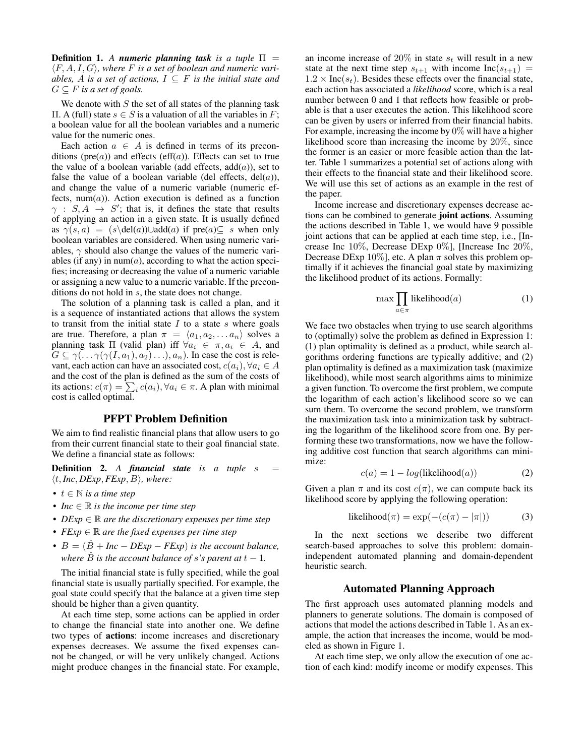**Definition 1.** *A **numeric planning task** is a tuple $\Pi = \langle F, A, I, G \rangle$, where $F$ is a set of boolean and numeric variables, $A$ is a set of actions, $I \subseteq F$ is the initial state and $G \subseteq F$ is a set of goals.*

We denote with $S$ the set of all states of the planning task $\Pi$. A (full) state $s \in S$ is a valuation of all the variables in $F$; a boolean value for all the boolean variables and a numeric value for the numeric ones.

Each action $a \in A$ is defined in terms of its preconditions (pre($a$)) and effects (eff($a$)). Effects can set to true the value of a boolean variable (add effects, add($a$)), set to false the value of a boolean variable (del effects, del($a$)), and change the value of a numeric variable (numeric effects, num($a$)). Action execution is defined as a function $\gamma : S, A \rightarrow S'$; that is, it defines the state that results of applying an action in a given state. It is usually defined as $\gamma(s, a) = (s \setminus \text{del}(a)) \cup \text{add}(a)$ if pre($a$)$\subseteq s$ when only boolean variables are considered. When using numeric variables, $\gamma$ should also change the values of the numeric variables (if any) in num($a$), according to what the action specifies; increasing or decreasing the value of a numeric variable or assigning a new value to a numeric variable. If the preconditions do not hold in $s$, the state does not change.

The solution of a planning task is called a plan, and it is a sequence of instantiated actions that allows the system to transit from the initial state $I$ to a state $s$ where goals are true. Therefore, a plan $\pi = \langle a_1, a_2, \ldots a_n \rangle$ solves a planning task $\Pi$ (valid plan) iff $\forall a_i \in \pi, a_i \in A$, and $G \subseteq \gamma(\ldots \gamma(\gamma(I, a_1), a_2) \ldots), a_n)$. In case the cost is relevant, each action can have an associated cost, $c(a_i), \forall a_i \in A$ and the cost of the plan is defined as the sum of the costs of its actions: $c(\pi) = \sum_i c(a_i), \forall a_i \in \pi$. A plan with minimal cost is called optimal.

## PFPT Problem Definition

We aim to find realistic financial plans that allow users to go from their current financial state to their goal financial state. We define a financial state as follows:

**Definition 2.** *A **financial state** is a tuple $s = \langle t, Inc, DExp, FExp, B \rangle$, where:*

- *$t \in \mathbb{N}$ is a time step*
- *$Inc \in \mathbb{R}$ is the income per time step*
- *$DExp \in \mathbb{R}$ are the discretionary expenses per time step*
- *$FExp \in \mathbb{R}$ are the fixed expenses per time step*
- *$B = (\hat{B} + Inc - DExp - FExp)$ is the account balance, where $\hat{B}$ is the account balance of $s$'s parent at $t-1$.*

The initial financial state is fully specified, while the goal financial state is usually partially specified. For example, the goal state could specify that the balance at a given time step should be higher than a given quantity.

At each time step, some actions can be applied in order to change the financial state into another one. We define two types of **actions**: income increases and discretionary expenses decreases. We assume the fixed expenses cannot be changed, or will be very unlikely changed. Actions might produce changes in the financial state. For example, an income increase of $20\%$ in state $s_t$ will result in a new state at the next time step $s_{t+1}$ with income $\text{Inc}(s_{t+1}) = 1.2 \times \text{Inc}(s_t)$. Besides these effects over the financial state, each action has associated a *likelihood* score, which is a real number between 0 and 1 that reflects how feasible or probable is that a user executes the action. This likelihood score can be given by users or inferred from their financial habits. For example, increasing the income by $0\%$ will have a higher likelihood score than increasing the income by $20\%$, since the former is an easier or more feasible action than the latter. Table 1 summarizes a potential set of actions along with their effects to the financial state and their likelihood score. We will use this set of actions as an example in the rest of the paper.

Income increase and discretionary expenses decrease actions can be combined to generate **joint actions**. Assuming the actions described in Table 1, we would have 9 possible joint actions that can be applied at each time step, i.e., [Increase Inc $10\%$, Decrease DExp $0\%$], [Increase Inc $20\%$, Decrease DExp $10\%$], etc. A plan $\pi$ solves this problem optimally if it achieves the financial goal state by maximizing the likelihood product of its actions. Formally:

$$\max \prod_{a \in \pi} \text{likelihood}(a) \tag{1}$$

We face two obstacles when trying to use search algorithms to (optimally) solve the problem as defined in Expression 1: (1) plan optimality is defined as a product, while search algorithms ordering functions are typically additive; and (2) plan optimality is defined as a maximization task (maximize likelihood), while most search algorithms aims to minimize a given function. To overcome the first problem, we compute the logarithm of each action's likelihood score so we can sum them. To overcome the second problem, we transform the maximization task into a minimization task by subtracting the logarithm of the likelihood score from one. By performing these two transformations, now we have the following additive cost function that search algorithms can minimize:

$$c(a) = 1 - log(\text{likelihood}(a)) \tag{2}$$

Given a plan $\pi$ and its cost $c(\pi)$, we can compute back its likelihood score by applying the following operation:

$$\text{likelihood}(\pi) = \exp(-(c(\pi) - |\pi|)) \tag{3}$$

In the next sections we describe two different search-based approaches to solve this problem: domain-independent automated planning and domain-dependent heuristic search.

## Automated Planning Approach

The first approach uses automated planning models and planners to generate solutions. The domain is composed of actions that model the actions described in Table 1. As an example, the action that increases the income, would be modeled as shown in Figure 1.

At each time step, we only allow the execution of one action of each kind: modify income or modify expenses. This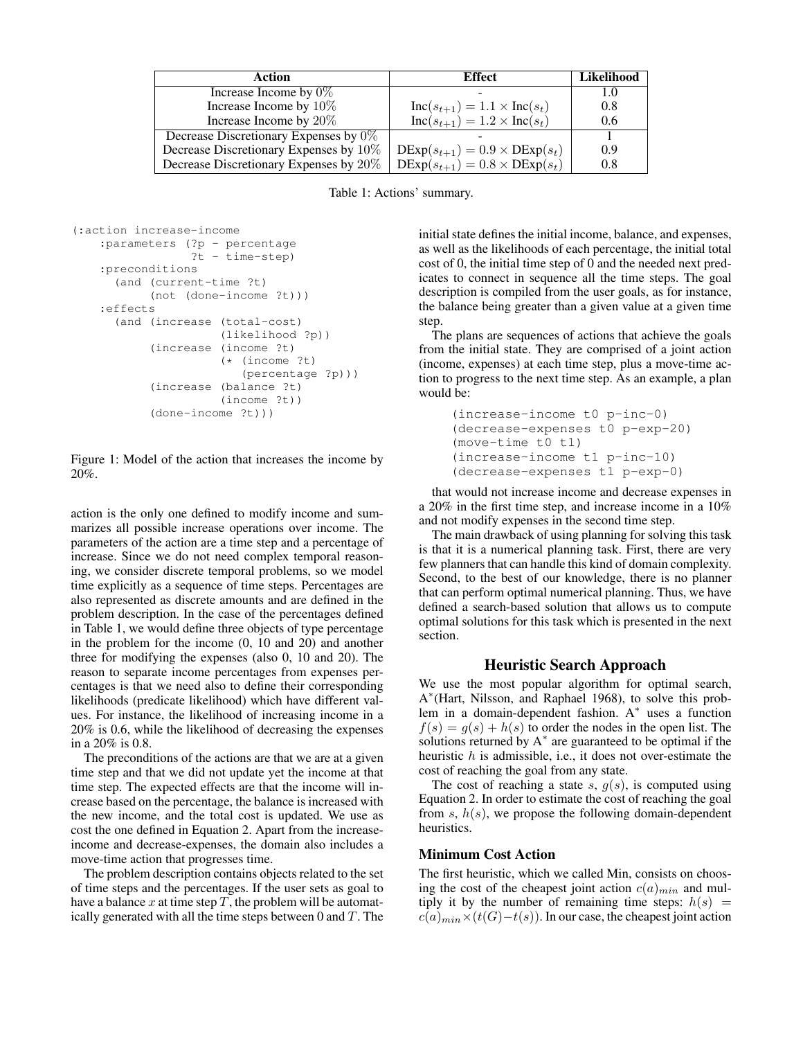| Action | Effect | Likelihood |
| --- | --- | --- |
| Increase Income by $0\%$ | - | 1.0 |
| Increase Income by $10\%$ | $\text{Inc}(s_{t+1}) = 1.1 \times \text{Inc}(s_t)$ | 0.8 |
| Increase Income by $20\%$ | $\text{Inc}(s_{t+1}) = 1.2 \times \text{Inc}(s_t)$ | 0.6 |
| Decrease Discretionary Expenses by $0\%$ | - | 1 |
| Decrease Discretionary Expenses by $10\%$ | $\text{DExp}(s_{t+1}) = 0.9 \times \text{DExp}(s_t)$ | 0.9 |
| Decrease Discretionary Expenses by $20\%$ | $\text{DExp}(s_{t+1}) = 0.8 \times \text{DExp}(s_t)$ | 0.8 |

Table 1: Actions' summary.

```
(:action increase-income
    :parameters (?p - percentage
                 ?t - time-step)
    :preconditions
      (and (current-time ?t)
           (not (done-income ?t)))
    :effects
      (and (increase (total-cost)
                     (likelihood ?p))
           (increase (income ?t)
                     (* (income ?t)
                        (percentage ?p)))
           (increase (balance ?t)
                     (income ?t))
           (done-income ?t)))
```

Figure 1: Model of the action that increases the income by 20%.

action is the only one defined to modify income and summarizes all possible increase operations over income. The parameters of the action are a time step and a percentage of increase. Since we do not need complex temporal reasoning, we consider discrete temporal problems, so we model time explicitly as a sequence of time steps. Percentages are also represented as discrete amounts and are defined in the problem description. In the case of the percentages defined in Table 1, we would define three objects of type percentage in the problem for the income (0, 10 and 20) and another three for modifying the expenses (also 0, 10 and 20). The reason to separate income percentages from expenses percentages is that we need also to define their corresponding likelihoods (predicate likelihood) which have different values. For instance, the likelihood of increasing income in a 20% is 0.6, while the likelihood of decreasing the expenses in a 20% is 0.8.

The preconditions of the actions are that we are at a given time step and that we did not update yet the income at that time step. The expected effects are that the income will increase based on the percentage, the balance is increased with the new income, and the total cost is updated. We use as cost the one defined in Equation 2. Apart from the increase-income and decrease-expenses, the domain also includes a move-time action that progresses time.

The problem description contains objects related to the set of time steps and the percentages. If the user sets as goal to have a balance $x$ at time step $T$, the problem will be automatically generated with all the time steps between 0 and $T$. The initial state defines the initial income, balance, and expenses, as well as the likelihoods of each percentage, the initial total cost of 0, the initial time step of 0 and the needed next predicates to connect in sequence all the time steps. The goal description is compiled from the user goals, as for instance, the balance being greater than a given value at a given time step.

The plans are sequences of actions that achieve the goals from the initial state. They are comprised of a joint action (income, expenses) at each time step, plus a move-time action to progress to the next time step. As an example, a plan would be:

```
(increase-income t0 p-inc-0)
(decrease-expenses t0 p-exp-20)
(move-time t0 t1)
(increase-income t1 p-inc-10)
(decrease-expenses t1 p-exp-0)
```

that would not increase income and decrease expenses in a 20% in the first time step, and increase income in a 10% and not modify expenses in the second time step.

The main drawback of using planning for solving this task is that it is a numerical planning task. First, there are very few planners that can handle this kind of domain complexity. Second, to the best of our knowledge, there is no planner that can perform optimal numerical planning. Thus, we have defined a search-based solution that allows us to compute optimal solutions for this task which is presented in the next section.

## Heuristic Search Approach

We use the most popular algorithm for optimal search, A*(Hart, Nilsson, and Raphael 1968), to solve this problem in a domain-dependent fashion. A* uses a function $f(s) = g(s) + h(s)$ to order the nodes in the open list. The solutions returned by A* are guaranteed to be optimal if the heuristic $h$ is admissible, i.e., it does not over-estimate the cost of reaching the goal from any state.

The cost of reaching a state $s$, $g(s)$, is computed using Equation 2. In order to estimate the cost of reaching the goal from $s$, $h(s)$, we propose the following domain-dependent heuristics.

### Minimum Cost Action

The first heuristic, which we called Min, consists on choosing the cost of the cheapest joint action $c(a)_{min}$ and multiply it by the number of remaining time steps: $h(s) = c(a)_{min} \times (t(G) - t(s))$. In our case, the cheapest joint action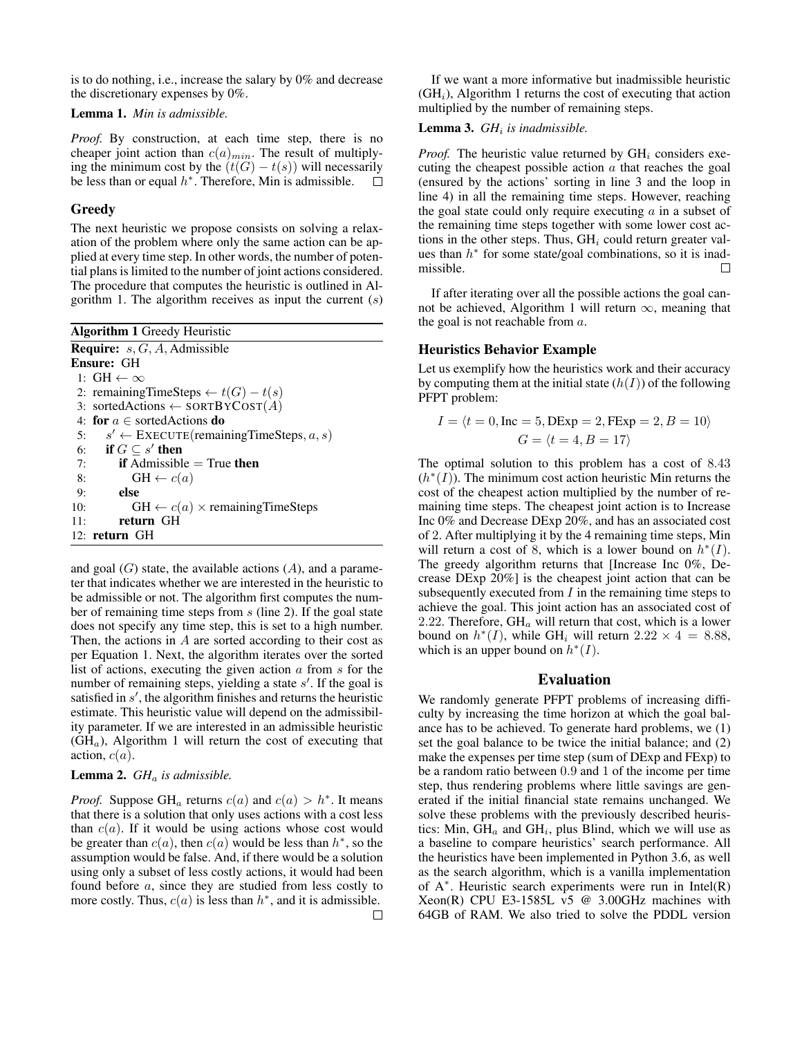is to do nothing, i.e., increase the salary by 0% and decrease the discretionary expenses by 0%.

**Lemma 1.** *Min is admissible.*

*Proof.* By construction, at each time step, there is no cheaper joint action than $c(a)_{min}$. The result of multiplying the minimum cost by the $(t(G) - t(s))$ will necessarily be less than or equal $h^*$. Therefore, Min is admissible. □

## Greedy

The next heuristic we propose consists on solving a relaxation of the problem where only the same action can be applied at every time step. In other words, the number of potential plans is limited to the number of joint actions considered. The procedure that computes the heuristic is outlined in Algorithm 1. The algorithm receives as input the current $(s)$

**Algorithm 1** Greedy Heuristic

```
Require: s, G, A, Admissible
Ensure: GH
 1: GH ← ∞
 2: remainingTimeSteps ← t(G) − t(s)
 3: sortedActions ← SORTBYCOST(A)
 4: for a ∈ sortedActions do
 5:     s′ ← EXECUTE(remainingTimeSteps, a, s)
 6:     if G ⊆ s′ then
 7:         if Admissible = True then
 8:             GH ← c(a)
 9:         else
10:             GH ← c(a) × remainingTimeSteps
11:         return GH
12: return GH
```

and goal $(G)$ state, the available actions $(A)$, and a parameter that indicates whether we are interested in the heuristic to be admissible or not. The algorithm first computes the number of remaining time steps from $s$ (line 2). If the goal state does not specify any time step, this is set to a high number. Then, the actions in $A$ are sorted according to their cost as per Equation 1. Next, the algorithm iterates over the sorted list of actions, executing the given action $a$ from $s$ for the number of remaining steps, yielding a state $s'$. If the goal is satisfied in $s'$, the algorithm finishes and returns the heuristic estimate. This heuristic value will depend on the admissibility parameter. If we are interested in an admissible heuristic ($\text{GH}_a$), Algorithm 1 will return the cost of executing that action, $c(a)$.

**Lemma 2.** *$GH_a$ is admissible.*

*Proof.* Suppose $\text{GH}_a$ returns $c(a)$ and $c(a) > h^*$. It means that there is a solution that only uses actions with a cost less than $c(a)$. If it would be using actions whose cost would be greater than $c(a)$, then $c(a)$ would be less than $h^*$, so the assumption would be false. And, if there would be a solution using only a subset of less costly actions, it would had been found before $a$, since they are studied from less costly to more costly. Thus, $c(a)$ is less than $h^*$, and it is admissible. □

If we want a more informative but inadmissible heuristic ($\text{GH}_i$), Algorithm 1 returns the cost of executing that action multiplied by the number of remaining steps.

**Lemma 3.** *$GH_i$ is inadmissible.*

*Proof.* The heuristic value returned by $\text{GH}_i$ considers executing the cheapest possible action $a$ that reaches the goal (ensured by the actions' sorting in line 3 and the loop in line 4) in all the remaining time steps. However, reaching the goal state could only require executing $a$ in a subset of the remaining time steps together with some lower cost actions in the other steps. Thus, $\text{GH}_i$ could return greater values than $h^*$ for some state/goal combinations, so it is inadmissible. □

If after iterating over all the possible actions the goal cannot be achieved, Algorithm 1 will return $\infty$, meaning that the goal is not reachable from $a$.

## Heuristics Behavior Example

Let us exemplify how the heuristics work and their accuracy by computing them at the initial state $(h(I))$ of the following PFPT problem:

$$I = \langle t = 0, \text{Inc} = 5, \text{DExp} = 2, \text{FExp} = 2, B = 10\rangle$$
$$G = \langle t = 4, B = 17\rangle$$

The optimal solution to this problem has a cost of 8.43 $(h^*(I))$. The minimum cost action heuristic Min returns the cost of the cheapest action multiplied by the number of remaining time steps. The cheapest joint action is to Increase Inc 0% and Decrease DExp 20%, and has an associated cost of 2. After multiplying it by the 4 remaining time steps, Min will return a cost of 8, which is a lower bound on $h^*(I)$. The greedy algorithm returns that [Increase Inc 0%, Decrease DExp 20%] is the cheapest joint action that can be subsequently executed from $I$ in the remaining time steps to achieve the goal. This joint action has an associated cost of 2.22. Therefore, $\text{GH}_a$ will return that cost, which is a lower bound on $h^*(I)$, while $\text{GH}_i$ will return $2.22 \times 4 = 8.88$, which is an upper bound on $h^*(I)$.

# Evaluation

We randomly generate PFPT problems of increasing difficulty by increasing the time horizon at which the goal balance has to be achieved. To generate hard problems, we (1) set the goal balance to be twice the initial balance; and (2) make the expenses per time step (sum of DExp and FExp) to be a random ratio between 0.9 and 1 of the income per time step, thus rendering problems where little savings are generated if the initial financial state remains unchanged. We solve these problems with the previously described heuristics: Min, $\text{GH}_a$ and $\text{GH}_i$, plus Blind, which we will use as a baseline to compare heuristics' search performance. All the heuristics have been implemented in Python 3.6, as well as the search algorithm, which is a vanilla implementation of A$^*$. Heuristic search experiments were run in Intel(R) Xeon(R) CPU E3-1585L v5 @ 3.00GHz machines with 64GB of RAM. We also tried to solve the PDDL version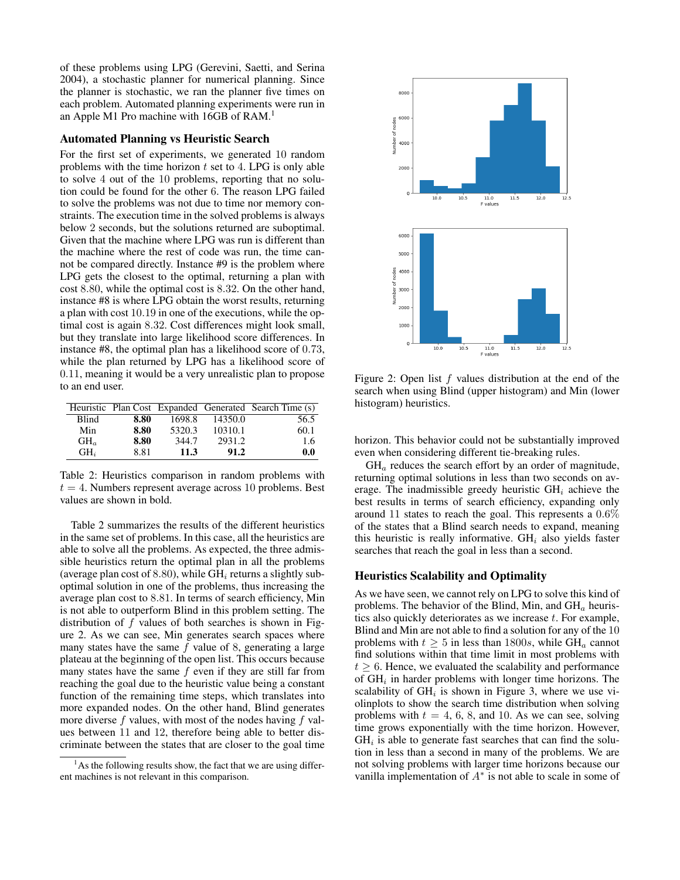of these problems using LPG (Gerevini, Saetti, and Serina 2004), a stochastic planner for numerical planning. Since the planner is stochastic, we ran the planner five times on each problem. Automated planning experiments were run in an Apple M1 Pro machine with 16GB of RAM.[1]

### Automated Planning vs Heuristic Search

For the first set of experiments, we generated 10 random problems with the time horizon $t$ set to 4. LPG is only able to solve 4 out of the 10 problems, reporting that no solution could be found for the other 6. The reason LPG failed to solve the problems was not due to time nor memory constraints. The execution time in the solved problems is always below 2 seconds, but the solutions returned are suboptimal. Given that the machine where LPG was run is different than the machine where the rest of code was run, the time cannot be compared directly. Instance #9 is the problem where LPG gets the closest to the optimal, returning a plan with cost 8.80, while the optimal cost is 8.32. On the other hand, instance #8 is where LPG obtain the worst results, returning a plan with cost 10.19 in one of the executions, while the optimal cost is again 8.32. Cost differences might look small, but they translate into large likelihood score differences. In instance #8, the optimal plan has a likelihood score of 0.73, while the plan returned by LPG has a likelihood score of 0.11, meaning it would be a very unrealistic plan to propose to an end user.

| Heuristic | Plan Cost | Expanded | Generated | Search Time (s) |
|---|---|---|---|---|
| Blind | **8.80** | 1698.8 | 14350.0 | 56.5 |
| Min | **8.80** | 5320.3 | 10310.1 | 60.1 |
| $\text{GH}_a$ | **8.80** | 344.7 | 2931.2 | 1.6 |
| $\text{GH}_i$ | 8.81 | **11.3** | **91.2** | **0.0** |

Table 2: Heuristics comparison in random problems with $t = 4$. Numbers represent average across 10 problems. Best values are shown in bold.

Table 2 summarizes the results of the different heuristics in the same set of problems. In this case, all the heuristics are able to solve all the problems. As expected, the three admissible heuristics return the optimal plan in all the problems (average plan cost of 8.80), while $\text{GH}_i$ returns a slightly suboptimal solution in one of the problems, thus increasing the average plan cost to 8.81. In terms of search efficiency, Min is not able to outperform Blind in this problem setting. The distribution of $f$ values of both searches is shown in Figure 2. As we can see, Min generates search spaces where many states have the same $f$ value of 8, generating a large plateau at the beginning of the open list. This occurs because many states have the same $f$ even if they are still far from reaching the goal due to the heuristic value being a constant function of the remaining time steps, which translates into more expanded nodes. On the other hand, Blind generates more diverse $f$ values, with most of the nodes having $f$ values between 11 and 12, therefore being able to better discriminate between the states that are closer to the goal time horizon. This behavior could not be substantially improved even when considering different tie-breaking rules.

Figure 2: Open list $f$ values distribution at the end of the search when using Blind (upper histogram) and Min (lower histogram) heuristics.

$\text{GH}_a$ reduces the search effort by an order of magnitude, returning optimal solutions in less than two seconds on average. The inadmissible greedy heuristic $\text{GH}_i$ achieve the best results in terms of search efficiency, expanding only around 11 states to reach the goal. This represents a 0.6% of the states that a Blind search needs to expand, meaning this heuristic is really informative. $\text{GH}_i$ also yields faster searches that reach the goal in less than a second.

### Heuristics Scalability and Optimality

As we have seen, we cannot rely on LPG to solve this kind of problems. The behavior of the Blind, Min, and $\text{GH}_a$ heuristics also quickly deteriorates as we increase $t$. For example, Blind and Min are not able to find a solution for any of the 10 problems with $t \geq 5$ in less than $1800s$, while $\text{GH}_a$ cannot find solutions within that time limit in most problems with $t \geq 6$. Hence, we evaluated the scalability and performance of $\text{GH}_i$ in harder problems with longer time horizons. The scalability of $\text{GH}_i$ is shown in Figure 3, where we use violinplots to show the search time distribution when solving problems with $t = 4$, 6, 8, and 10. As we can see, solving time grows exponentially with the time horizon. However, $\text{GH}_i$ is able to generate fast searches that can find the solution in less than a second in many of the problems. We are not solving problems with larger time horizons because our vanilla implementation of $A^*$ is not able to scale in some of

[1] As the following results show, the fact that we are using different machines is not relevant in this comparison.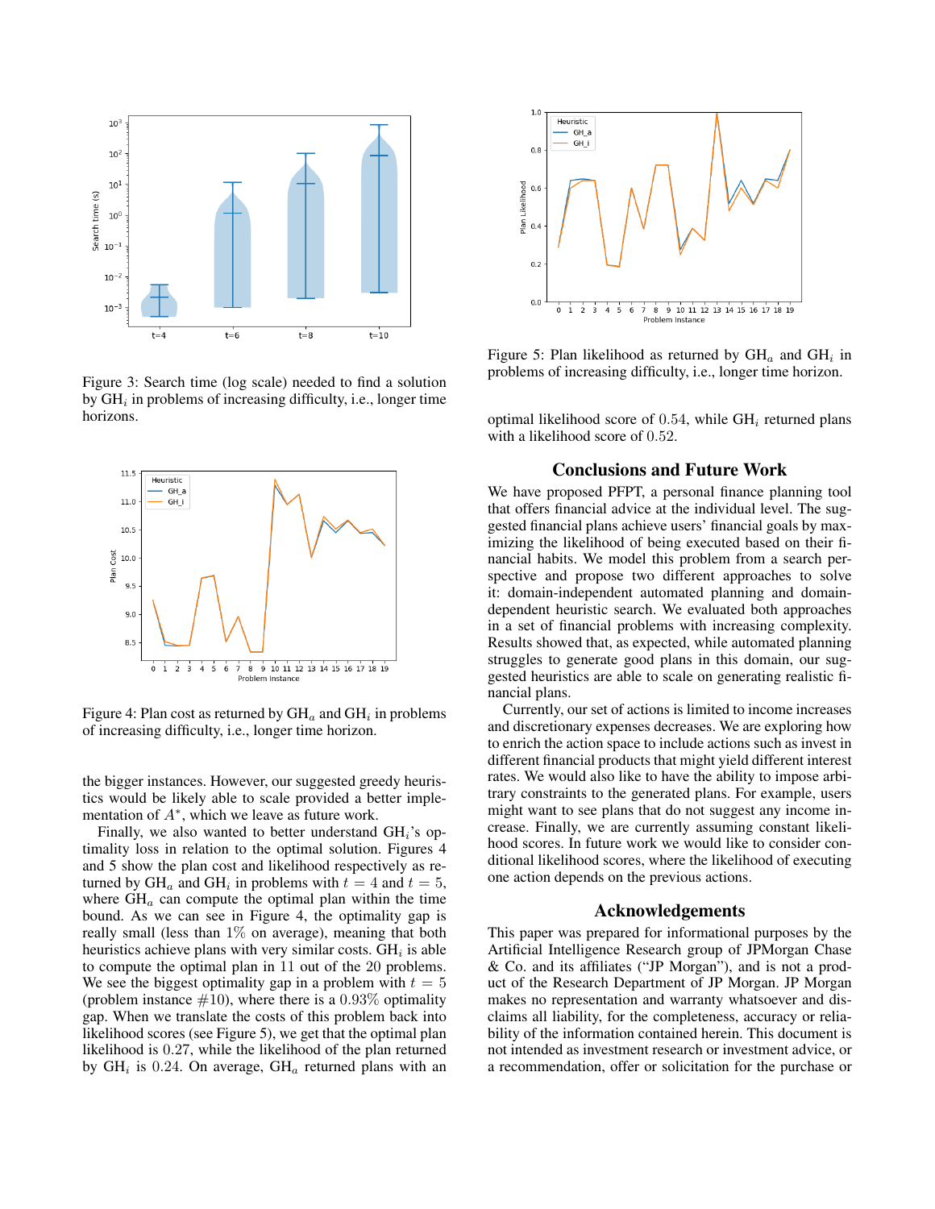Figure 3: Search time (log scale) needed to find a solution by $GH_i$ in problems of increasing difficulty, i.e., longer time horizons.

Figure 4: Plan cost as returned by $GH_a$ and $GH_i$ in problems of increasing difficulty, i.e., longer time horizon.

the bigger instances. However, our suggested greedy heuristics would be likely able to scale provided a better implementation of $A^*$, which we leave as future work.

Finally, we also wanted to better understand $GH_i$'s optimality loss in relation to the optimal solution. Figures 4 and 5 show the plan cost and likelihood respectively as returned by $GH_a$ and $GH_i$ in problems with $t = 4$ and $t = 5$, where $GH_a$ can compute the optimal plan within the time bound. As we can see in Figure 4, the optimality gap is really small (less than 1% on average), meaning that both heuristics achieve plans with very similar costs. $GH_i$ is able to compute the optimal plan in 11 out of the 20 problems. We see the biggest optimality gap in a problem with $t = 5$ (problem instance #10), where there is a 0.93% optimality gap. When we translate the costs of this problem back into likelihood scores (see Figure 5), we get that the optimal plan likelihood is 0.27, while the likelihood of the plan returned by $GH_i$ is 0.24. On average, $GH_a$ returned plans with an optimal likelihood score of 0.54, while $GH_i$ returned plans with a likelihood score of 0.52.

Figure 5: Plan likelihood as returned by $GH_a$ and $GH_i$ in problems of increasing difficulty, i.e., longer time horizon.

## Conclusions and Future Work

We have proposed PFPT, a personal finance planning tool that offers financial advice at the individual level. The suggested financial plans achieve users' financial goals by maximizing the likelihood of being executed based on their financial habits. We model this problem from a search perspective and propose two different approaches to solve it: domain-independent automated planning and domain-dependent heuristic search. We evaluated both approaches in a set of financial problems with increasing complexity. Results showed that, as expected, while automated planning struggles to generate good plans in this domain, our suggested heuristics are able to scale on generating realistic financial plans.

Currently, our set of actions is limited to income increases and discretionary expenses decreases. We are exploring how to enrich the action space to include actions such as invest in different financial products that might yield different interest rates. We would also like to have the ability to impose arbitrary constraints to the generated plans. For example, users might want to see plans that do not suggest any income increase. Finally, we are currently assuming constant likelihood scores. In future work we would like to consider conditional likelihood scores, where the likelihood of executing one action depends on the previous actions.

## Acknowledgements

This paper was prepared for informational purposes by the Artificial Intelligence Research group of JPMorgan Chase & Co. and its affiliates ("JP Morgan"), and is not a product of the Research Department of JP Morgan. JP Morgan makes no representation and warranty whatsoever and disclaims all liability, for the completeness, accuracy or reliability of the information contained herein. This document is not intended as investment research or investment advice, or a recommendation, offer or solicitation for the purchase or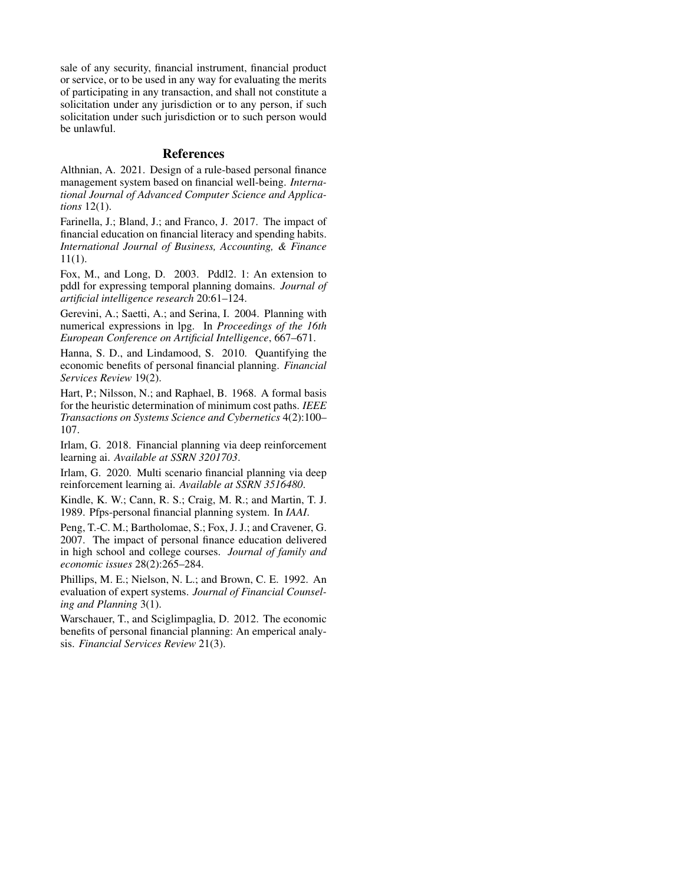sale of any security, financial instrument, financial product or service, or to be used in any way for evaluating the merits of participating in any transaction, and shall not constitute a solicitation under any jurisdiction or to any person, if such solicitation under such jurisdiction or to such person would be unlawful.

## References

Althnian, A. 2021. Design of a rule-based personal finance management system based on financial well-being. *International Journal of Advanced Computer Science and Applications* 12(1).

Farinella, J.; Bland, J.; and Franco, J. 2017. The impact of financial education on financial literacy and spending habits. *International Journal of Business, Accounting, & Finance* 11(1).

Fox, M., and Long, D. 2003. Pddl2. 1: An extension to pddl for expressing temporal planning domains. *Journal of artificial intelligence research* 20:61–124.

Gerevini, A.; Saetti, A.; and Serina, I. 2004. Planning with numerical expressions in lpg. In *Proceedings of the 16th European Conference on Artificial Intelligence*, 667–671.

Hanna, S. D., and Lindamood, S. 2010. Quantifying the economic benefits of personal financial planning. *Financial Services Review* 19(2).

Hart, P.; Nilsson, N.; and Raphael, B. 1968. A formal basis for the heuristic determination of minimum cost paths. *IEEE Transactions on Systems Science and Cybernetics* 4(2):100–107.

Irlam, G. 2018. Financial planning via deep reinforcement learning ai. *Available at SSRN 3201703*.

Irlam, G. 2020. Multi scenario financial planning via deep reinforcement learning ai. *Available at SSRN 3516480*.

Kindle, K. W.; Cann, R. S.; Craig, M. R.; and Martin, T. J. 1989. Pfps-personal financial planning system. In *IAAI*.

Peng, T.-C. M.; Bartholomae, S.; Fox, J. J.; and Cravener, G. 2007. The impact of personal finance education delivered in high school and college courses. *Journal of family and economic issues* 28(2):265–284.

Phillips, M. E.; Nielson, N. L.; and Brown, C. E. 1992. An evaluation of expert systems. *Journal of Financial Counseling and Planning* 3(1).

Warschauer, T., and Sciglimpaglia, D. 2012. The economic benefits of personal financial planning: An emperical analysis. *Financial Services Review* 21(3).